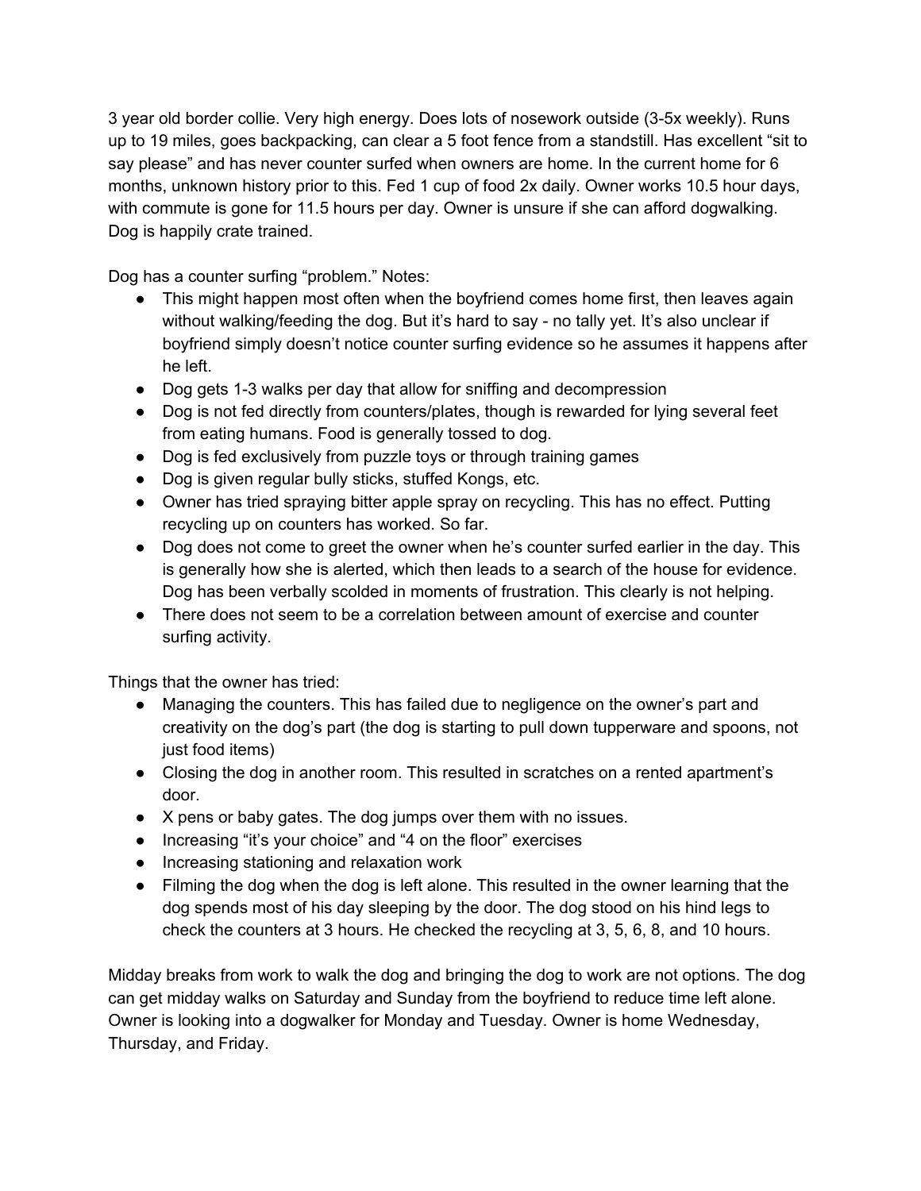3 year old border collie. Very high energy. Does lots of nosework outside (3-5x weekly). Runs up to 19 miles, goes backpacking, can clear a 5 foot fence from a standstill. Has excellent "sit to say please" and has never counter surfed when owners are home. In the current home for 6 months, unknown history prior to this. Fed 1 cup of food 2x daily. Owner works 10.5 hour days, with commute is gone for 11.5 hours per day. Owner is unsure if she can afford dogwalking. Dog is happily crate trained.

Dog has a counter surfing "problem." Notes:

- This might happen most often when the boyfriend comes home first, then leaves again without walking/feeding the dog. But it's hard to say - no tally yet. It's also unclear if boyfriend simply doesn't notice counter surfing evidence so he assumes it happens after he left.
- Dog gets 1-3 walks per day that allow for sniffing and decompression
- Dog is not fed directly from counters/plates, though is rewarded for lying several feet from eating humans. Food is generally tossed to dog.
- Dog is fed exclusively from puzzle toys or through training games
- Dog is given regular bully sticks, stuffed Kongs, etc.
- Owner has tried spraying bitter apple spray on recycling. This has no effect. Putting recycling up on counters has worked. So far.
- Dog does not come to greet the owner when he's counter surfed earlier in the day. This is generally how she is alerted, which then leads to a search of the house for evidence. Dog has been verbally scolded in moments of frustration. This clearly is not helping.
- There does not seem to be a correlation between amount of exercise and counter surfing activity.

Things that the owner has tried:

- Managing the counters. This has failed due to negligence on the owner's part and creativity on the dog's part (the dog is starting to pull down tupperware and spoons, not just food items)
- Closing the dog in another room. This resulted in scratches on a rented apartment's door.
- X pens or baby gates. The dog jumps over them with no issues.
- Increasing "it's your choice" and "4 on the floor" exercises
- Increasing stationing and relaxation work
- Filming the dog when the dog is left alone. This resulted in the owner learning that the dog spends most of his day sleeping by the door. The dog stood on his hind legs to check the counters at 3 hours. He checked the recycling at 3, 5, 6, 8, and 10 hours.

Midday breaks from work to walk the dog and bringing the dog to work are not options. The dog can get midday walks on Saturday and Sunday from the boyfriend to reduce time left alone. Owner is looking into a dogwalker for Monday and Tuesday. Owner is home Wednesday, Thursday, and Friday.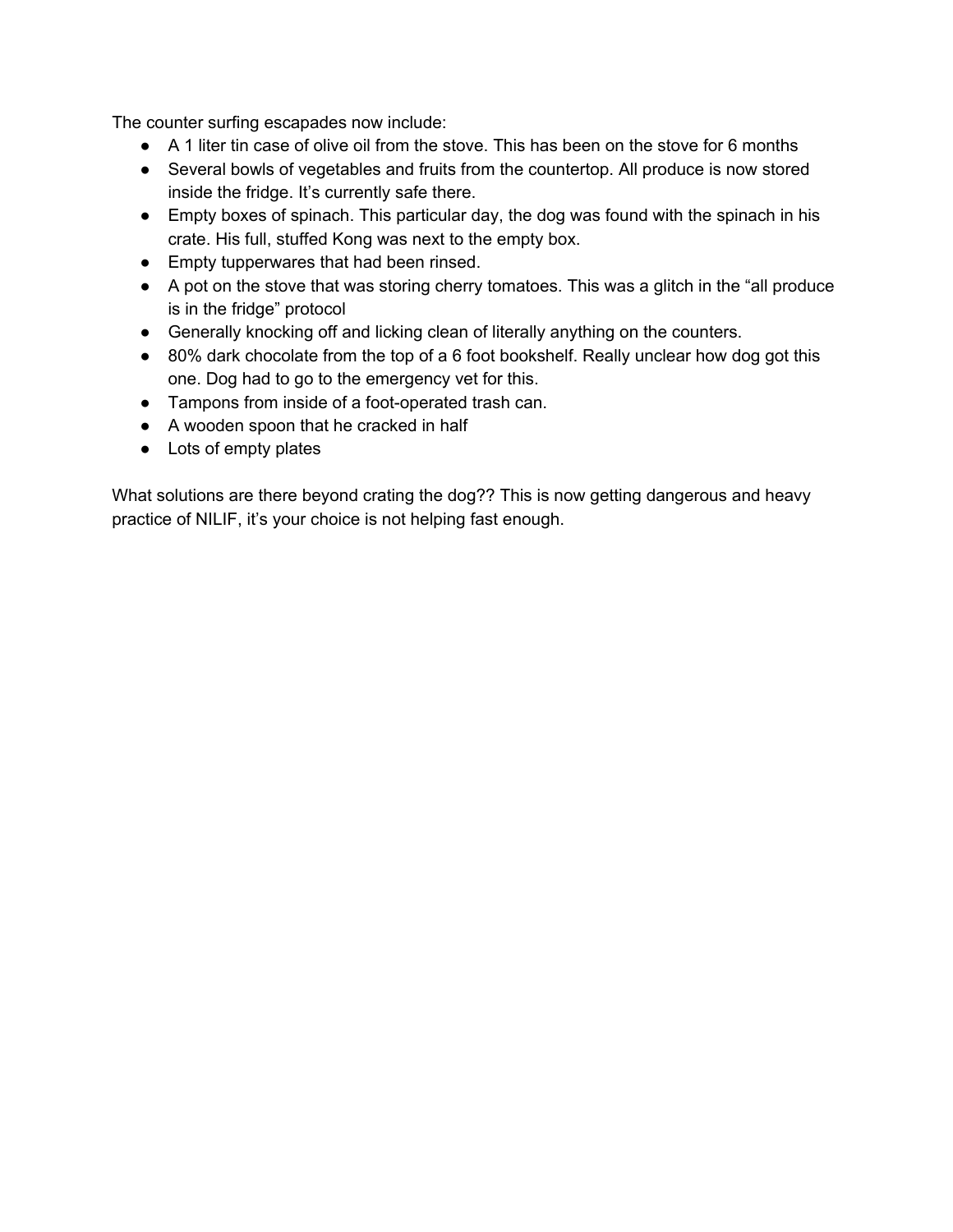The counter surfing escapades now include:

- A 1 liter tin case of olive oil from the stove. This has been on the stove for 6 months
- Several bowls of vegetables and fruits from the countertop. All produce is now stored inside the fridge. It's currently safe there.
- Empty boxes of spinach. This particular day, the dog was found with the spinach in his crate. His full, stuffed Kong was next to the empty box.
- Empty tupperwares that had been rinsed.
- A pot on the stove that was storing cherry tomatoes. This was a glitch in the "all produce is in the fridge" protocol
- Generally knocking off and licking clean of literally anything on the counters.
- 80% dark chocolate from the top of a 6 foot bookshelf. Really unclear how dog got this one. Dog had to go to the emergency vet for this.
- Tampons from inside of a foot-operated trash can.
- A wooden spoon that he cracked in half
- Lots of empty plates

What solutions are there beyond crating the dog?? This is now getting dangerous and heavy practice of NILIF, it's your choice is not helping fast enough.